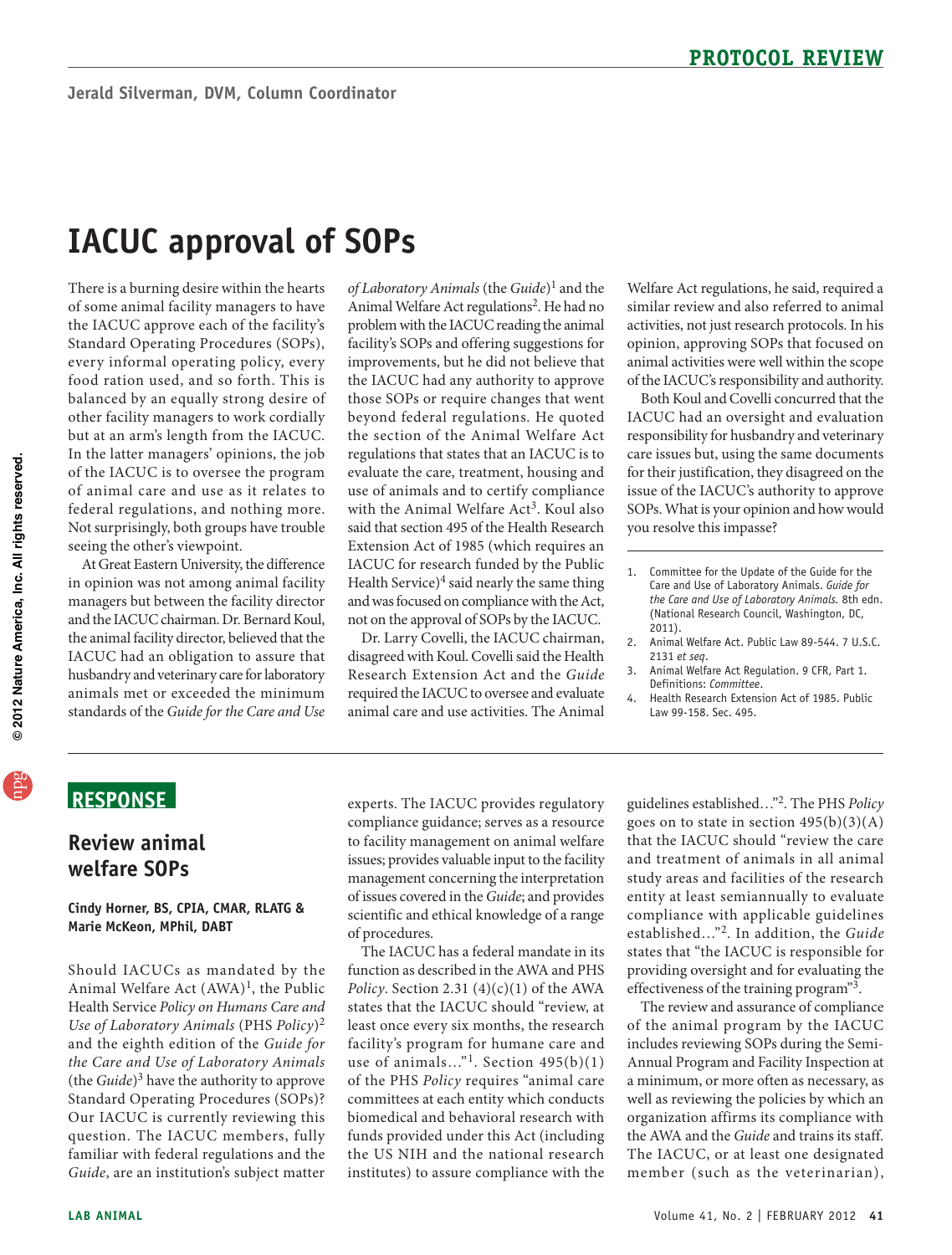# IACUC approval of SOPs

There is a burning desire within the hearts of some animal facility managers to have the IACUC approve each of the facility's Standard Operating Procedures (SOPs), every informal operating policy, every food ration used, and so forth. This is balanced by an equally strong desire of other facility managers to work cordially but at an arm's length from the IACUC. In the latter managers' opinions, the job of the IACUC is to oversee the program of animal care and use as it relates to federal regulations, and nothing more. Not surprisingly, both groups have trouble seeing the other's viewpoint.

At Great Eastern University, the difference in opinion was not among animal facility managers but between the facility director and the IACUC chairman. Dr. Bernard Koul, the animal facility director, believed that the IACUC had an obligation to assure that husbandry and veterinary care for laboratory animals met or exceeded the minimum standards of the *Guide for the Care and Use of Laboratory Animals* (the *Guide*)[1] and the Animal Welfare Act regulations[2]. He had no problem with the IACUC reading the animal facility's SOPs and offering suggestions for improvements, but he did not believe that the IACUC had any authority to approve those SOPs or require changes that went beyond federal regulations. He quoted the section of the Animal Welfare Act regulations that states that an IACUC is to evaluate the care, treatment, housing and use of animals and to certify compliance with the Animal Welfare Act[3]. Koul also said that section 495 of the Health Research Extension Act of 1985 (which requires an IACUC for research funded by the Public Health Service)[4] said nearly the same thing and was focused on compliance with the Act, not on the approval of SOPs by the IACUC.

Dr. Larry Covelli, the IACUC chairman, disagreed with Koul. Covelli said the Health Research Extension Act and the *Guide* required the IACUC to oversee and evaluate animal care and use activities. The Animal Welfare Act regulations, he said, required a similar review and also referred to animal activities, not just research protocols. In his opinion, approving SOPs that focused on animal activities were well within the scope of the IACUC's responsibility and authority.

Both Koul and Covelli concurred that the IACUC had an oversight and evaluation responsibility for husbandry and veterinary care issues but, using the same documents for their justification, they disagreed on the issue of the IACUC's authority to approve SOPs. What is your opinion and how would you resolve this impasse?

1. Committee for the Update of the Guide for the Care and Use of Laboratory Animals. *Guide for the Care and Use of Laboratory Animals.* 8th edn. (National Research Council, Washington, DC, 2011).
2. Animal Welfare Act. Public Law 89-544. 7 U.S.C. 2131 *et seq*.
3. Animal Welfare Act Regulation. 9 CFR, Part 1. Definitions: *Committee*.
4. Health Research Extension Act of 1985. Public Law 99-158. Sec. 495.

## RESPONSE

### Review animal welfare SOPs

**Cindy Horner, BS, CPIA, CMAR, RLATG & Marie McKeon, MPhil, DABT**

Should IACUCs as mandated by the Animal Welfare Act (AWA)[1], the Public Health Service *Policy on Humans Care and Use of Laboratory Animals* (PHS *Policy*)[2] and the eighth edition of the *Guide for the Care and Use of Laboratory Animals* (the *Guide*)[3] have the authority to approve Standard Operating Procedures (SOPs)? Our IACUC is currently reviewing this question. The IACUC members, fully familiar with federal regulations and the *Guide*, are an institution's subject matter experts. The IACUC provides regulatory compliance guidance; serves as a resource to facility management on animal welfare issues; provides valuable input to the facility management concerning the interpretation of issues covered in the *Guide*; and provides scientific and ethical knowledge of a range of procedures.

The IACUC has a federal mandate in its function as described in the AWA and PHS *Policy*. Section 2.31 (4)(c)(1) of the AWA states that the IACUC should "review, at least once every six months, the research facility's program for humane care and use of animals…"[1]. Section 495(b)(1) of the PHS *Policy* requires "animal care committees at each entity which conducts biomedical and behavioral research with funds provided under this Act (including the US NIH and the national research institutes) to assure compliance with the guidelines established…"[2]. The PHS *Policy* goes on to state in section 495(b)(3)(A) that the IACUC should "review the care and treatment of animals in all animal study areas and facilities of the research entity at least semiannually to evaluate compliance with applicable guidelines established…"[2]. In addition, the *Guide* states that "the IACUC is responsible for providing oversight and for evaluating the effectiveness of the training program"[3].

The review and assurance of compliance of the animal program by the IACUC includes reviewing SOPs during the Semi-Annual Program and Facility Inspection at a minimum, or more often as necessary, as well as reviewing the policies by which an organization affirms its compliance with the AWA and the *Guide* and trains its staff. The IACUC, or at least one designated member (such as the veterinarian),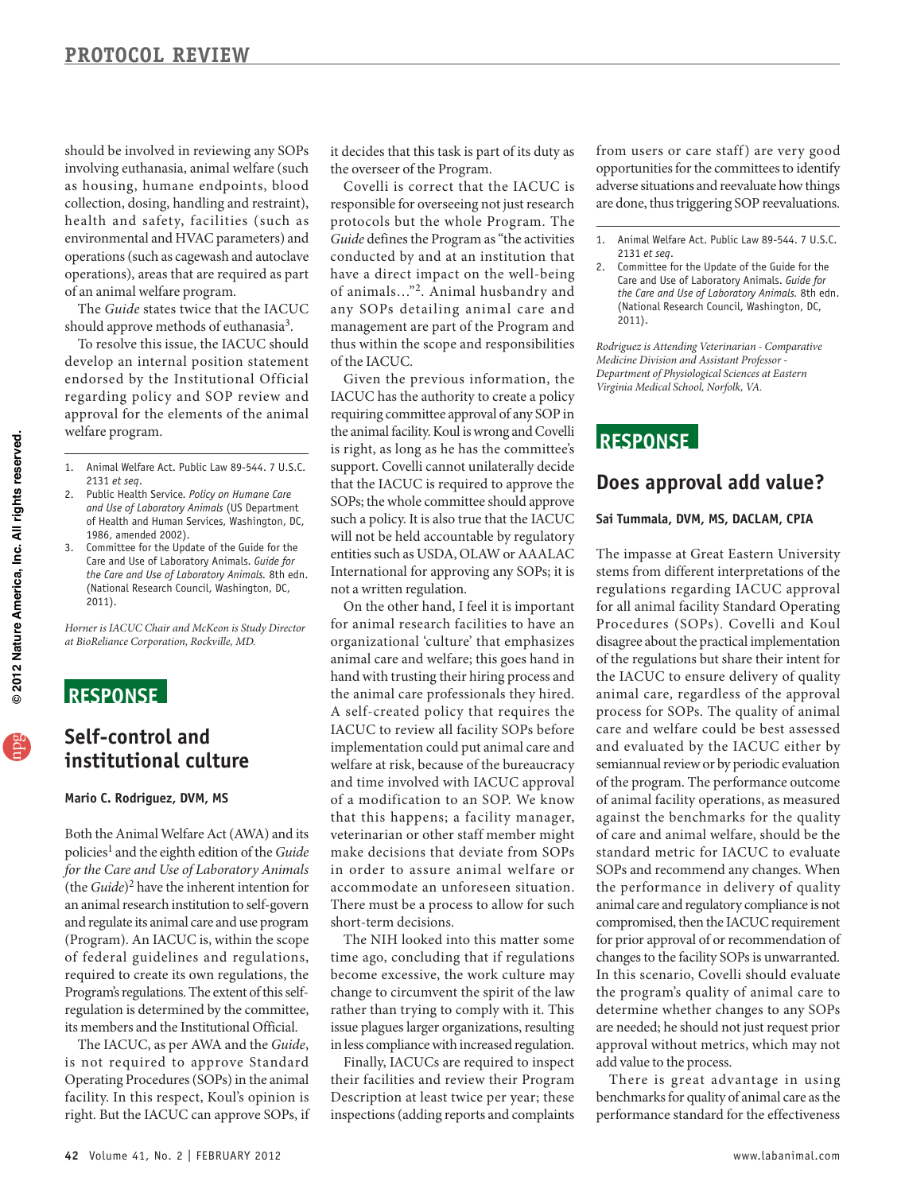should be involved in reviewing any SOPs involving euthanasia, animal welfare (such as housing, humane endpoints, blood collection, dosing, handling and restraint), health and safety, facilities (such as environmental and HVAC parameters) and operations (such as cagewash and autoclave operations), areas that are required as part of an animal welfare program.

The *Guide* states twice that the IACUC should approve methods of euthanasia[3].

To resolve this issue, the IACUC should develop an internal position statement endorsed by the Institutional Official regarding policy and SOP review and approval for the elements of the animal welfare program.

1. Animal Welfare Act. Public Law 89-544. 7 U.S.C. 2131 *et seq*.
2. Public Health Service. *Policy on Humane Care and Use of Laboratory Animals* (US Department of Health and Human Services, Washington, DC, 1986, amended 2002).
3. Committee for the Update of the Guide for the Care and Use of Laboratory Animals. *Guide for the Care and Use of Laboratory Animals*. 8th edn. (National Research Council, Washington, DC, 2011).

*Horner is IACUC Chair and McKeon is Study Director at BioReliance Corporation, Rockville, MD.*

## RESPONSE

## Self-control and institutional culture

**Mario C. Rodriguez, DVM, MS**

Both the Animal Welfare Act (AWA) and its policies[1] and the eighth edition of the *Guide for the Care and Use of Laboratory Animals* (the *Guide*)[2] have the inherent intention for an animal research institution to self-govern and regulate its animal care and use program (Program). An IACUC is, within the scope of federal guidelines and regulations, required to create its own regulations, the Program's regulations. The extent of this self-regulation is determined by the committee, its members and the Institutional Official.

The IACUC, as per AWA and the *Guide*, is not required to approve Standard Operating Procedures (SOPs) in the animal facility. In this respect, Koul's opinion is right. But the IACUC can approve SOPs, if it decides that this task is part of its duty as the overseer of the Program.

Covelli is correct that the IACUC is responsible for overseeing not just research protocols but the whole Program. The *Guide* defines the Program as "the activities conducted by and at an institution that have a direct impact on the well-being of animals…"[2]. Animal husbandry and any SOPs detailing animal care and management are part of the Program and thus within the scope and responsibilities of the IACUC.

Given the previous information, the IACUC has the authority to create a policy requiring committee approval of any SOP in the animal facility. Koul is wrong and Covelli is right, as long as he has the committee's support. Covelli cannot unilaterally decide that the IACUC is required to approve the SOPs; the whole committee should approve such a policy. It is also true that the IACUC will not be held accountable by regulatory entities such as USDA, OLAW or AAALAC International for approving any SOPs; it is not a written regulation.

On the other hand, I feel it is important for animal research facilities to have an organizational 'culture' that emphasizes animal care and welfare; this goes hand in hand with trusting their hiring process and the animal care professionals they hired. A self-created policy that requires the IACUC to review all facility SOPs before implementation could put animal care and welfare at risk, because of the bureaucracy and time involved with IACUC approval of a modification to an SOP. We know that this happens; a facility manager, veterinarian or other staff member might make decisions that deviate from SOPs in order to assure animal welfare or accommodate an unforeseen situation. There must be a process to allow for such short-term decisions.

The NIH looked into this matter some time ago, concluding that if regulations become excessive, the work culture may change to circumvent the spirit of the law rather than trying to comply with it. This issue plagues larger organizations, resulting in less compliance with increased regulation.

Finally, IACUCs are required to inspect their facilities and review their Program Description at least twice per year; these inspections (adding reports and complaints from users or care staff) are very good opportunities for the committees to identify adverse situations and reevaluate how things are done, thus triggering SOP reevaluations.

1. Animal Welfare Act. Public Law 89-544. 7 U.S.C. 2131 *et seq*.
2. Committee for the Update of the Guide for the Care and Use of Laboratory Animals. *Guide for the Care and Use of Laboratory Animals*. 8th edn. (National Research Council, Washington, DC, 2011).

*Rodriguez is Attending Veterinarian - Comparative Medicine Division and Assistant Professor - Department of Physiological Sciences at Eastern Virginia Medical School, Norfolk, VA.*

## RESPONSE

## Does approval add value?

**Sai Tummala, DVM, MS, DACLAM, CPIA**

The impasse at Great Eastern University stems from different interpretations of the regulations regarding IACUC approval for all animal facility Standard Operating Procedures (SOPs). Covelli and Koul disagree about the practical implementation of the regulations but share their intent for the IACUC to ensure delivery of quality animal care, regardless of the approval process for SOPs. The quality of animal care and welfare could be best assessed and evaluated by the IACUC either by semiannual review or by periodic evaluation of the program. The performance outcome of animal facility operations, as measured against the benchmarks for the quality of care and animal welfare, should be the standard metric for IACUC to evaluate SOPs and recommend any changes. When the performance in delivery of quality animal care and regulatory compliance is not compromised, then the IACUC requirement for prior approval of or recommendation of changes to the facility SOPs is unwarranted. In this scenario, Covelli should evaluate the program's quality of animal care to determine whether changes to any SOPs are needed; he should not just request prior approval without metrics, which may not add value to the process.

There is great advantage in using benchmarks for quality of animal care as the performance standard for the effectiveness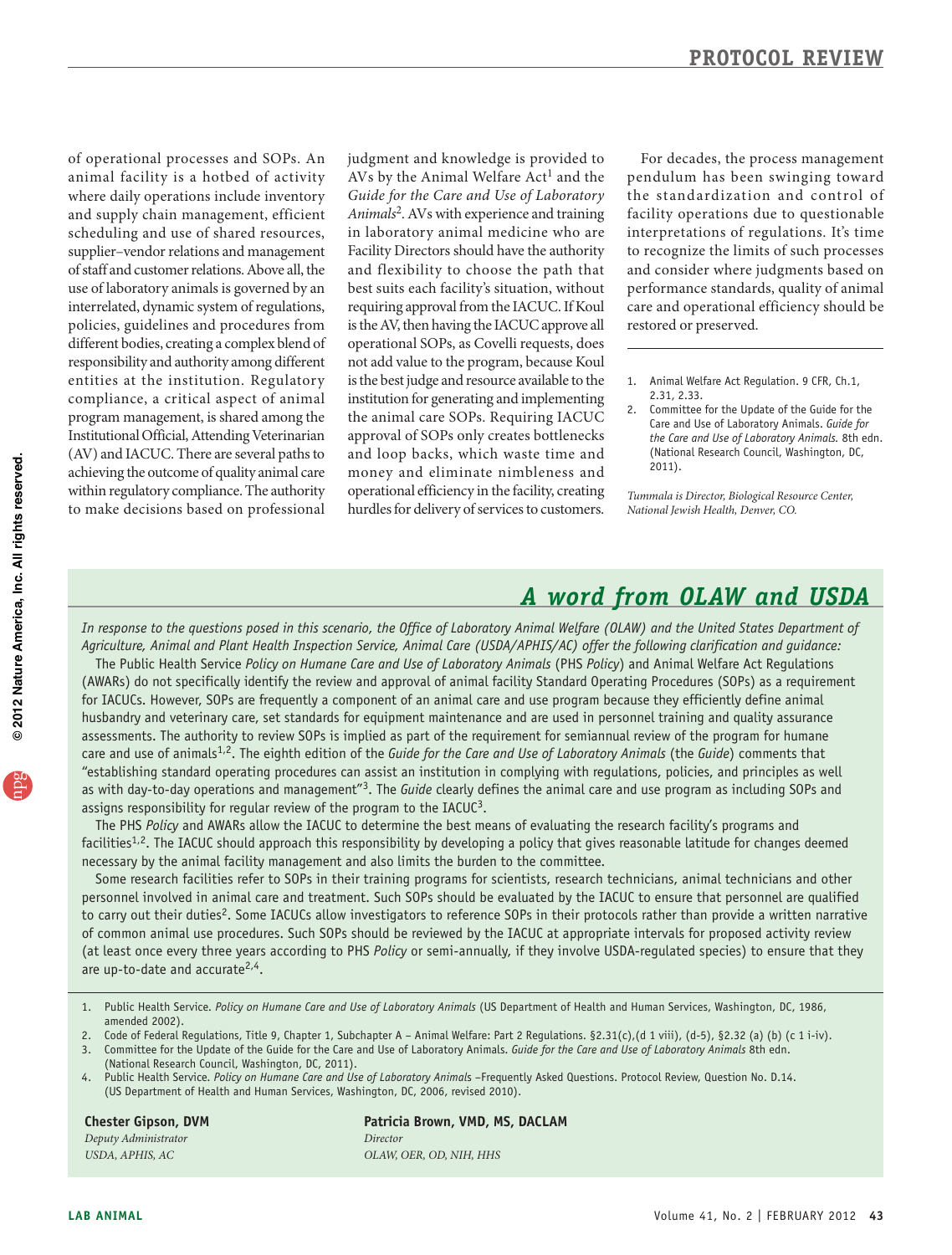of operational processes and SOPs. An animal facility is a hotbed of activity where daily operations include inventory and supply chain management, efficient scheduling and use of shared resources, supplier–vendor relations and management of staff and customer relations. Above all, the use of laboratory animals is governed by an interrelated, dynamic system of regulations, policies, guidelines and procedures from different bodies, creating a complex blend of responsibility and authority among different entities at the institution. Regulatory compliance, a critical aspect of animal program management, is shared among the Institutional Official, Attending Veterinarian (AV) and IACUC. There are several paths to achieving the outcome of quality animal care within regulatory compliance. The authority to make decisions based on professional judgment and knowledge is provided to AVs by the Animal Welfare Act[1] and the *Guide for the Care and Use of Laboratory Animals*[2]. AVs with experience and training in laboratory animal medicine who are Facility Directors should have the authority and flexibility to choose the path that best suits each facility's situation, without requiring approval from the IACUC. If Koul is the AV, then having the IACUC approve all operational SOPs, as Covelli requests, does not add value to the program, because Koul is the best judge and resource available to the institution for generating and implementing the animal care SOPs. Requiring IACUC approval of SOPs only creates bottlenecks and loop backs, which waste time and money and eliminate nimbleness and operational efficiency in the facility, creating hurdles for delivery of services to customers.

For decades, the process management pendulum has been swinging toward the standardization and control of facility operations due to questionable interpretations of regulations. It's time to recognize the limits of such processes and consider where judgments based on performance standards, quality of animal care and operational efficiency should be restored or preserved.

1. Animal Welfare Act Regulation. 9 CFR, Ch.1, 2.31, 2.33.
2. Committee for the Update of the Guide for the Care and Use of Laboratory Animals. *Guide for the Care and Use of Laboratory Animals.* 8th edn. (National Research Council, Washington, DC, 2011).

*Tummala is Director, Biological Resource Center, National Jewish Health, Denver, CO.*

## *A word from OLAW and USDA*

*In response to the questions posed in this scenario, the Office of Laboratory Animal Welfare (OLAW) and the United States Department of Agriculture, Animal and Plant Health Inspection Service, Animal Care (USDA/APHIS/AC) offer the following clarification and guidance:*

The Public Health Service *Policy on Humane Care and Use of Laboratory Animals* (PHS *Policy*) and Animal Welfare Act Regulations (AWARs) do not specifically identify the review and approval of animal facility Standard Operating Procedures (SOPs) as a requirement for IACUCs. However, SOPs are frequently a component of an animal care and use program because they efficiently define animal husbandry and veterinary care, set standards for equipment maintenance and are used in personnel training and quality assurance assessments. The authority to review SOPs is implied as part of the requirement for semiannual review of the program for humane care and use of animals[1,2]. The eighth edition of the *Guide for the Care and Use of Laboratory Animals* (the *Guide*) comments that "establishing standard operating procedures can assist an institution in complying with regulations, policies, and principles as well as with day-to-day operations and management"[3]. The *Guide* clearly defines the animal care and use program as including SOPs and assigns responsibility for regular review of the program to the IACUC[3].

The PHS *Policy* and AWARs allow the IACUC to determine the best means of evaluating the research facility's programs and facilities[1,2]. The IACUC should approach this responsibility by developing a policy that gives reasonable latitude for changes deemed necessary by the animal facility management and also limits the burden to the committee.

Some research facilities refer to SOPs in their training programs for scientists, research technicians, animal technicians and other personnel involved in animal care and treatment. Such SOPs should be evaluated by the IACUC to ensure that personnel are qualified to carry out their duties[2]. Some IACUCs allow investigators to reference SOPs in their protocols rather than provide a written narrative of common animal use procedures. Such SOPs should be reviewed by the IACUC at appropriate intervals for proposed activity review (at least once every three years according to PHS *Policy* or semi-annually, if they involve USDA-regulated species) to ensure that they are up-to-date and accurate[2,4].

1. Public Health Service. *Policy on Humane Care and Use of Laboratory Animals* (US Department of Health and Human Services, Washington, DC, 1986, amended 2002).
2. Code of Federal Regulations, Title 9, Chapter 1, Subchapter A – Animal Welfare: Part 2 Regulations. §2.31(c),(d 1 viii), (d-5), §2.32 (a) (b) (c 1 i-iv).
3. Committee for the Update of the Guide for the Care and Use of Laboratory Animals. *Guide for the Care and Use of Laboratory Animals* 8th edn. (National Research Council, Washington, DC, 2011).
4. Public Health Service. *Policy on Humane Care and Use of Laboratory Animals* –Frequently Asked Questions. Protocol Review, Question No. D.14. (US Department of Health and Human Services, Washington, DC, 2006, revised 2010).

**Chester Gipson, DVM**
*Deputy Administrator*
*USDA, APHIS, AC*

**Patricia Brown, VMD, MS, DACLAM**
*Director*
*OLAW, OER, OD, NIH, HHS*